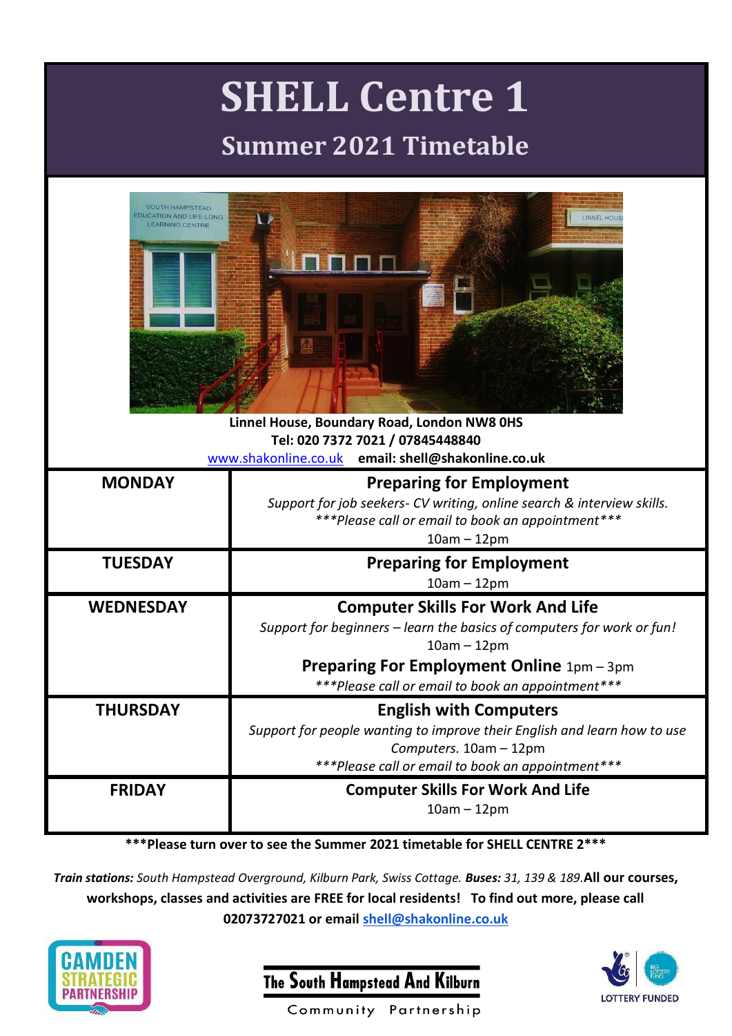# SHELL Centre 1

## Summer 2021 Timetable

**Linnel House, Boundary Road, London NW8 0HS**
**Tel: 020 7372 7021 / 07845448840**
www.shakonline.co.uk **email: shell@shakonline.co.uk**

| | |
|---|---|
| **MONDAY** | **Preparing for Employment**<br>*Support for job seekers- CV writing, online search & interview skills.*<br>*\*\*\*Please call or email to book an appointment\*\*\**<br>10am – 12pm |
| **TUESDAY** | **Preparing for Employment**<br>10am – 12pm |
| **WEDNESDAY** | **Computer Skills For Work And Life**<br>*Support for beginners – learn the basics of computers for work or fun!*<br>10am – 12pm<br>**Preparing For Employment Online** 1pm – 3pm<br>*\*\*\*Please call or email to book an appointment\*\*\** |
| **THURSDAY** | **English with Computers**<br>*Support for people wanting to improve their English and learn how to use Computers.* 10am – 12pm<br>*\*\*\*Please call or email to book an appointment\*\*\** |
| **FRIDAY** | **Computer Skills For Work And Life**<br>10am – 12pm |

**\*\*\*Please turn over to see the Summer 2021 timetable for SHELL CENTRE 2\*\*\***

***Train stations:*** *South Hampstead Overground, Kilburn Park, Swiss Cottage.* ***Buses:*** *31, 139 & 189.* **All our courses, workshops, classes and activities are FREE for local residents! To find out more, please call 02073727021 or email shell@shakonline.co.uk**

CAMDEN STRATEGIC PARTNERSHIP

The South Hampstead And Kilburn Community Partnership

LOTTERY FUNDED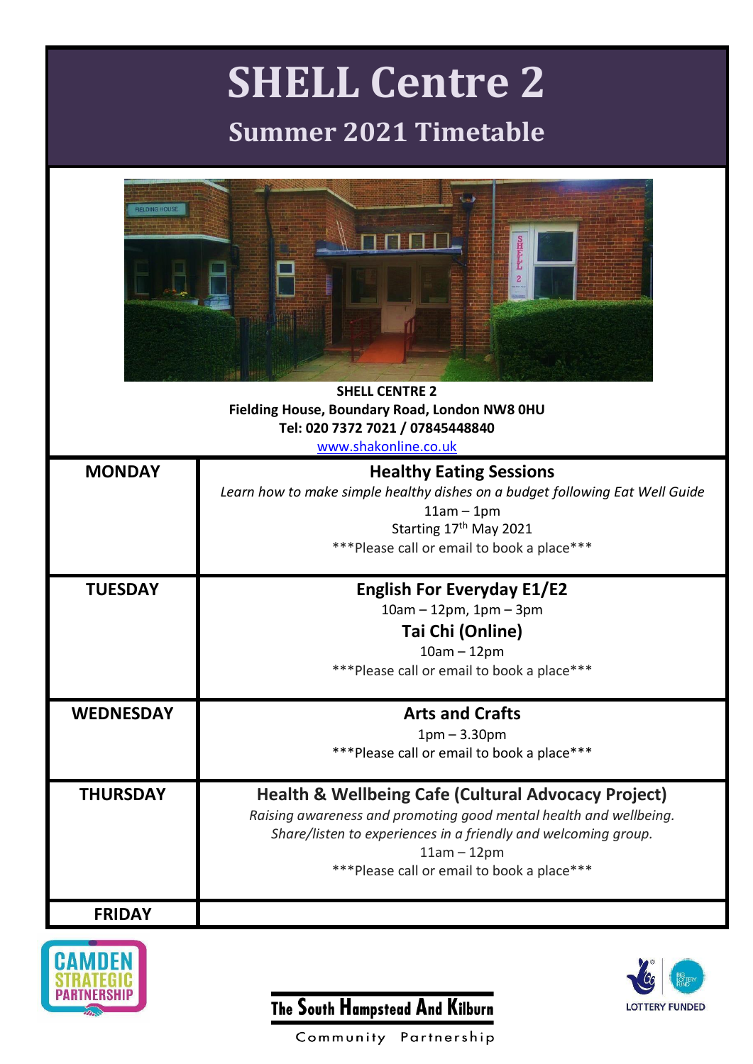# SHELL Centre 2

## Summer 2021 Timetable

**SHELL CENTRE 2**
**Fielding House, Boundary Road, London NW8 0HU**
**Tel: 020 7372 7021 / 07845448840**
www.shakonline.co.uk

| | |
|---|---|
| **MONDAY** | **Healthy Eating Sessions**<br>*Learn how to make simple healthy dishes on a budget following Eat Well Guide*<br>11am – 1pm<br>Starting 17th May 2021<br>\*\*\*Please call or email to book a place\*\*\* |
| **TUESDAY** | **English For Everyday E1/E2**<br>10am – 12pm, 1pm – 3pm<br>**Tai Chi (Online)**<br>10am – 12pm<br>\*\*\*Please call or email to book a place\*\*\* |
| **WEDNESDAY** | **Arts and Crafts**<br>1pm – 3.30pm<br>\*\*\*Please call or email to book a place\*\*\* |
| **THURSDAY** | **Health & Wellbeing Cafe (Cultural Advocacy Project)**<br>*Raising awareness and promoting good mental health and wellbeing. Share/listen to experiences in a friendly and welcoming group.*<br>11am – 12pm<br>\*\*\*Please call or email to book a place\*\*\* |
| **FRIDAY** | |

CAMDEN STRATEGIC PARTNERSHIP

The South Hampstead And Kilburn Community Partnership

LOTTERY FUNDED